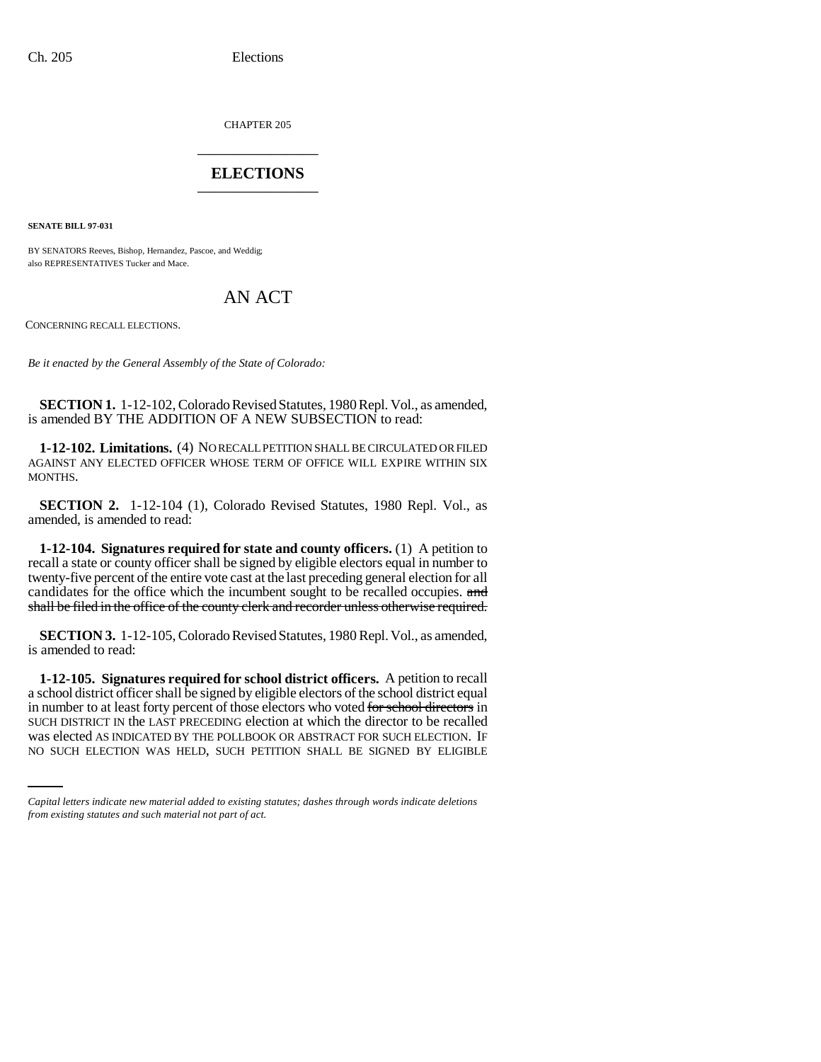CHAPTER 205

# ELECTIONS

**SENATE BILL 97-031**

BY SENATORS Reeves, Bishop, Hernandez, Pascoe, and Weddig;
also REPRESENTATIVES Tucker and Mace.

# AN ACT

CONCERNING RECALL ELECTIONS.

*Be it enacted by the General Assembly of the State of Colorado:*

**SECTION 1.** 1-12-102, Colorado Revised Statutes, 1980 Repl. Vol., as amended, is amended BY THE ADDITION OF A NEW SUBSECTION to read:

**1-12-102. Limitations.** (4) NO RECALL PETITION SHALL BE CIRCULATED OR FILED AGAINST ANY ELECTED OFFICER WHOSE TERM OF OFFICE WILL EXPIRE WITHIN SIX MONTHS.

**SECTION 2.** 1-12-104 (1), Colorado Revised Statutes, 1980 Repl. Vol., as amended, is amended to read:

**1-12-104. Signatures required for state and county officers.** (1) A petition to recall a state or county officer shall be signed by eligible electors equal in number to twenty-five percent of the entire vote cast at the last preceding general election for all candidates for the office which the incumbent sought to be recalled occupies. ~~and shall be filed in the office of the county clerk and recorder unless otherwise required.~~

**SECTION 3.** 1-12-105, Colorado Revised Statutes, 1980 Repl. Vol., as amended, is amended to read:

**1-12-105. Signatures required for school district officers.** A petition to recall a school district officer shall be signed by eligible electors of the school district equal in number to at least forty percent of those electors who voted ~~for school directors~~ in SUCH DISTRICT IN the LAST PRECEDING election at which the director to be recalled was elected AS INDICATED BY THE POLLBOOK OR ABSTRACT FOR SUCH ELECTION. IF NO SUCH ELECTION WAS HELD, SUCH PETITION SHALL BE SIGNED BY ELIGIBLE

*Capital letters indicate new material added to existing statutes; dashes through words indicate deletions from existing statutes and such material not part of act.*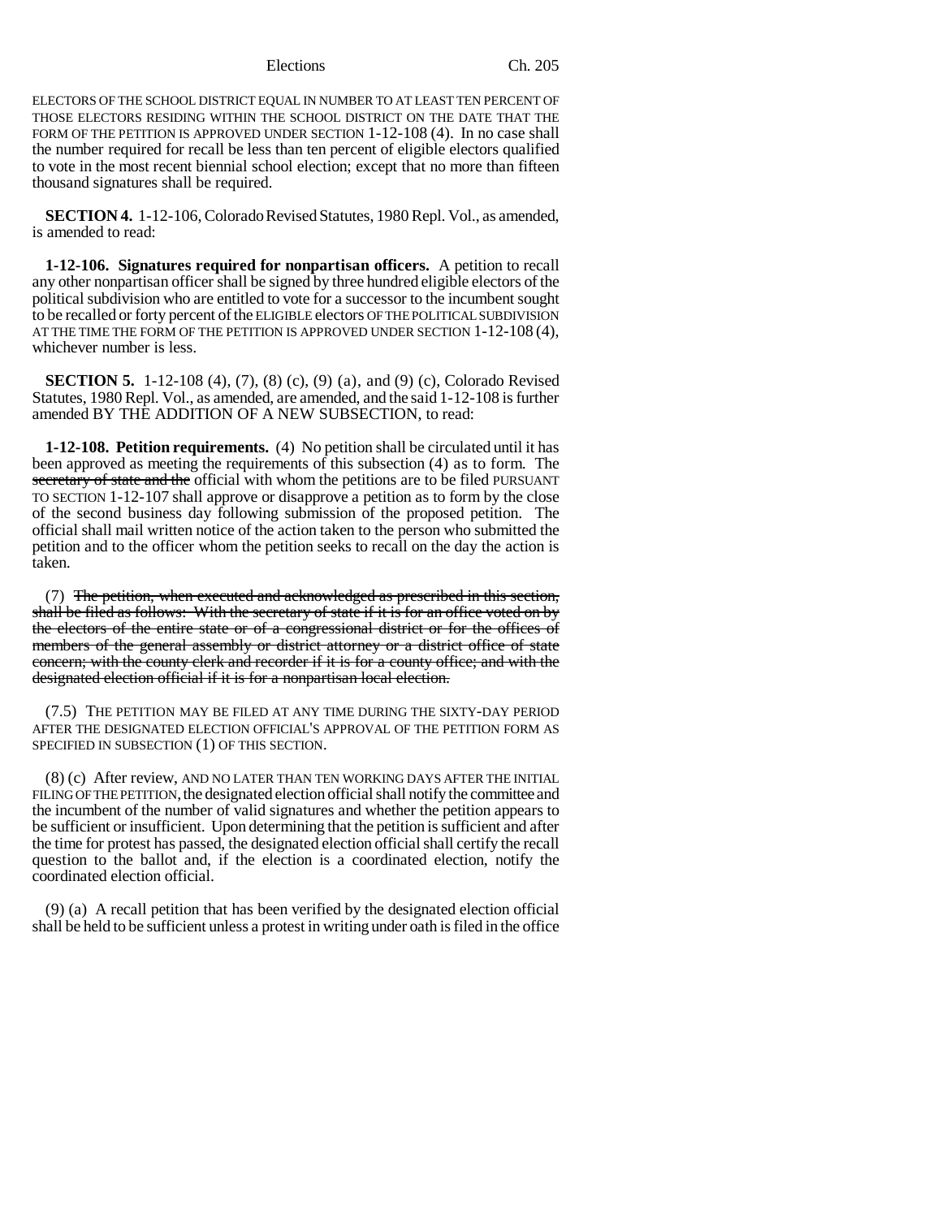ELECTORS OF THE SCHOOL DISTRICT EQUAL IN NUMBER TO AT LEAST TEN PERCENT OF THOSE ELECTORS RESIDING WITHIN THE SCHOOL DISTRICT ON THE DATE THAT THE FORM OF THE PETITION IS APPROVED UNDER SECTION 1-12-108 (4). In no case shall the number required for recall be less than ten percent of eligible electors qualified to vote in the most recent biennial school election; except that no more than fifteen thousand signatures shall be required.

**SECTION 4.** 1-12-106, Colorado Revised Statutes, 1980 Repl. Vol., as amended, is amended to read:

**1-12-106. Signatures required for nonpartisan officers.** A petition to recall any other nonpartisan officer shall be signed by three hundred eligible electors of the political subdivision who are entitled to vote for a successor to the incumbent sought to be recalled or forty percent of the ELIGIBLE electors OF THE POLITICAL SUBDIVISION AT THE TIME THE FORM OF THE PETITION IS APPROVED UNDER SECTION 1-12-108 (4), whichever number is less.

**SECTION 5.** 1-12-108 (4), (7), (8) (c), (9) (a), and (9) (c), Colorado Revised Statutes, 1980 Repl. Vol., as amended, are amended, and the said 1-12-108 is further amended BY THE ADDITION OF A NEW SUBSECTION, to read:

**1-12-108. Petition requirements.** (4) No petition shall be circulated until it has been approved as meeting the requirements of this subsection (4) as to form. The ~~secretary of state and the~~ official with whom the petitions are to be filed PURSUANT TO SECTION 1-12-107 shall approve or disapprove a petition as to form by the close of the second business day following submission of the proposed petition. The official shall mail written notice of the action taken to the person who submitted the petition and to the officer whom the petition seeks to recall on the day the action is taken.

(7) ~~The petition, when executed and acknowledged as prescribed in this section, shall be filed as follows: With the secretary of state if it is for an office voted on by the electors of the entire state or of a congressional district or for the offices of members of the general assembly or district attorney or a district office of state concern; with the county clerk and recorder if it is for a county office; and with the designated election official if it is for a nonpartisan local election.~~

(7.5) THE PETITION MAY BE FILED AT ANY TIME DURING THE SIXTY-DAY PERIOD AFTER THE DESIGNATED ELECTION OFFICIAL'S APPROVAL OF THE PETITION FORM AS SPECIFIED IN SUBSECTION (1) OF THIS SECTION.

(8) (c) After review, AND NO LATER THAN TEN WORKING DAYS AFTER THE INITIAL FILING OF THE PETITION, the designated election official shall notify the committee and the incumbent of the number of valid signatures and whether the petition appears to be sufficient or insufficient. Upon determining that the petition is sufficient and after the time for protest has passed, the designated election official shall certify the recall question to the ballot and, if the election is a coordinated election, notify the coordinated election official.

(9) (a) A recall petition that has been verified by the designated election official shall be held to be sufficient unless a protest in writing under oath is filed in the office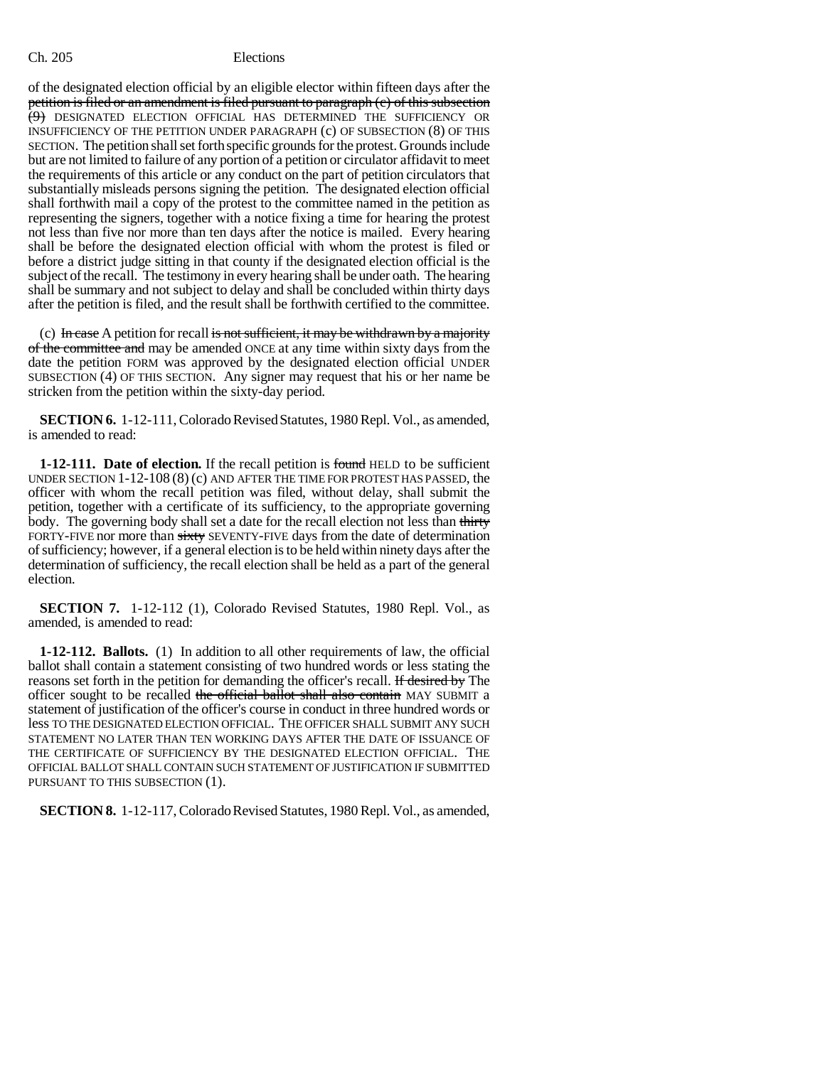of the designated election official by an eligible elector within fifteen days after the ~~petition is filed or an amendment is filed pursuant to paragraph (c) of this subsection (9)~~ DESIGNATED ELECTION OFFICIAL HAS DETERMINED THE SUFFICIENCY OR INSUFFICIENCY OF THE PETITION UNDER PARAGRAPH (c) OF SUBSECTION (8) OF THIS SECTION. The petition shall set forth specific grounds for the protest. Grounds include but are not limited to failure of any portion of a petition or circulator affidavit to meet the requirements of this article or any conduct on the part of petition circulators that substantially misleads persons signing the petition. The designated election official shall forthwith mail a copy of the protest to the committee named in the petition as representing the signers, together with a notice fixing a time for hearing the protest not less than five nor more than ten days after the notice is mailed. Every hearing shall be before the designated election official with whom the protest is filed or before a district judge sitting in that county if the designated election official is the subject of the recall. The testimony in every hearing shall be under oath. The hearing shall be summary and not subject to delay and shall be concluded within thirty days after the petition is filed, and the result shall be forthwith certified to the committee.

(c) ~~In case~~ A petition for recall ~~is not sufficient, it may be withdrawn by a majority of the committee and~~ may be amended ONCE at any time within sixty days from the date the petition FORM was approved by the designated election official UNDER SUBSECTION (4) OF THIS SECTION. Any signer may request that his or her name be stricken from the petition within the sixty-day period.

**SECTION 6.** 1-12-111, Colorado Revised Statutes, 1980 Repl. Vol., as amended, is amended to read:

**1-12-111. Date of election.** If the recall petition is ~~found~~ HELD to be sufficient UNDER SECTION 1-12-108 (8) (c) AND AFTER THE TIME FOR PROTEST HAS PASSED, the officer with whom the recall petition was filed, without delay, shall submit the petition, together with a certificate of its sufficiency, to the appropriate governing body. The governing body shall set a date for the recall election not less than ~~thirty~~ FORTY-FIVE nor more than ~~sixty~~ SEVENTY-FIVE days from the date of determination of sufficiency; however, if a general election is to be held within ninety days after the determination of sufficiency, the recall election shall be held as a part of the general election.

**SECTION 7.** 1-12-112 (1), Colorado Revised Statutes, 1980 Repl. Vol., as amended, is amended to read:

**1-12-112. Ballots.** (1) In addition to all other requirements of law, the official ballot shall contain a statement consisting of two hundred words or less stating the reasons set forth in the petition for demanding the officer's recall. ~~If desired by~~ The officer sought to be recalled ~~the official ballot shall also contain~~ MAY SUBMIT a statement of justification of the officer's course in conduct in three hundred words or less TO THE DESIGNATED ELECTION OFFICIAL. THE OFFICER SHALL SUBMIT ANY SUCH STATEMENT NO LATER THAN TEN WORKING DAYS AFTER THE DATE OF ISSUANCE OF THE CERTIFICATE OF SUFFICIENCY BY THE DESIGNATED ELECTION OFFICIAL. THE OFFICIAL BALLOT SHALL CONTAIN SUCH STATEMENT OF JUSTIFICATION IF SUBMITTED PURSUANT TO THIS SUBSECTION (1).

**SECTION 8.** 1-12-117, Colorado Revised Statutes, 1980 Repl. Vol., as amended,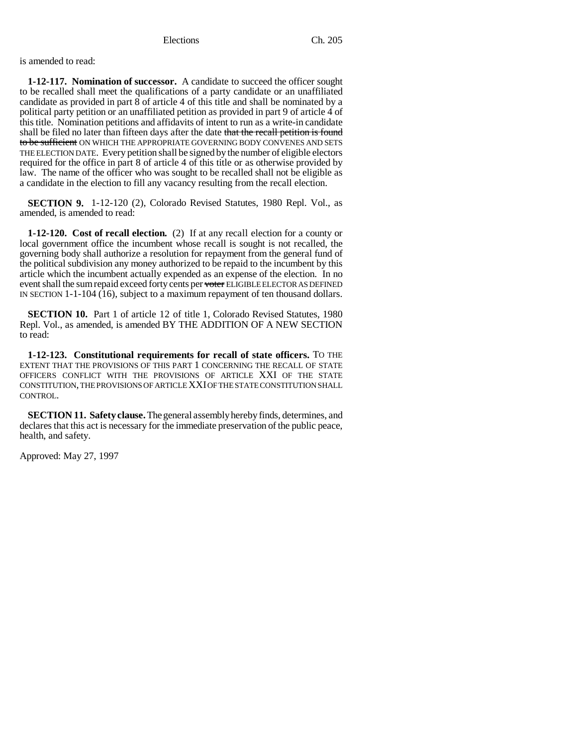is amended to read:

**1-12-117. Nomination of successor.** A candidate to succeed the officer sought to be recalled shall meet the qualifications of a party candidate or an unaffiliated candidate as provided in part 8 of article 4 of this title and shall be nominated by a political party petition or an unaffiliated petition as provided in part 9 of article 4 of this title. Nomination petitions and affidavits of intent to run as a write-in candidate shall be filed no later than fifteen days after the date ~~that the recall petition is found to be sufficient~~ ON WHICH THE APPROPRIATE GOVERNING BODY CONVENES AND SETS THE ELECTION DATE. Every petition shall be signed by the number of eligible electors required for the office in part 8 of article 4 of this title or as otherwise provided by law. The name of the officer who was sought to be recalled shall not be eligible as a candidate in the election to fill any vacancy resulting from the recall election.

**SECTION 9.** 1-12-120 (2), Colorado Revised Statutes, 1980 Repl. Vol., as amended, is amended to read:

**1-12-120. Cost of recall election.** (2) If at any recall election for a county or local government office the incumbent whose recall is sought is not recalled, the governing body shall authorize a resolution for repayment from the general fund of the political subdivision any money authorized to be repaid to the incumbent by this article which the incumbent actually expended as an expense of the election. In no event shall the sum repaid exceed forty cents per ~~voter~~ ELIGIBLE ELECTOR AS DEFINED IN SECTION 1-1-104 (16), subject to a maximum repayment of ten thousand dollars.

**SECTION 10.** Part 1 of article 12 of title 1, Colorado Revised Statutes, 1980 Repl. Vol., as amended, is amended BY THE ADDITION OF A NEW SECTION to read:

**1-12-123. Constitutional requirements for recall of state officers.** TO THE EXTENT THAT THE PROVISIONS OF THIS PART 1 CONCERNING THE RECALL OF STATE OFFICERS CONFLICT WITH THE PROVISIONS OF ARTICLE XXI OF THE STATE CONSTITUTION, THE PROVISIONS OF ARTICLE XXI OF THE STATE CONSTITUTION SHALL CONTROL.

**SECTION 11. Safety clause.** The general assembly hereby finds, determines, and declares that this act is necessary for the immediate preservation of the public peace, health, and safety.

Approved: May 27, 1997